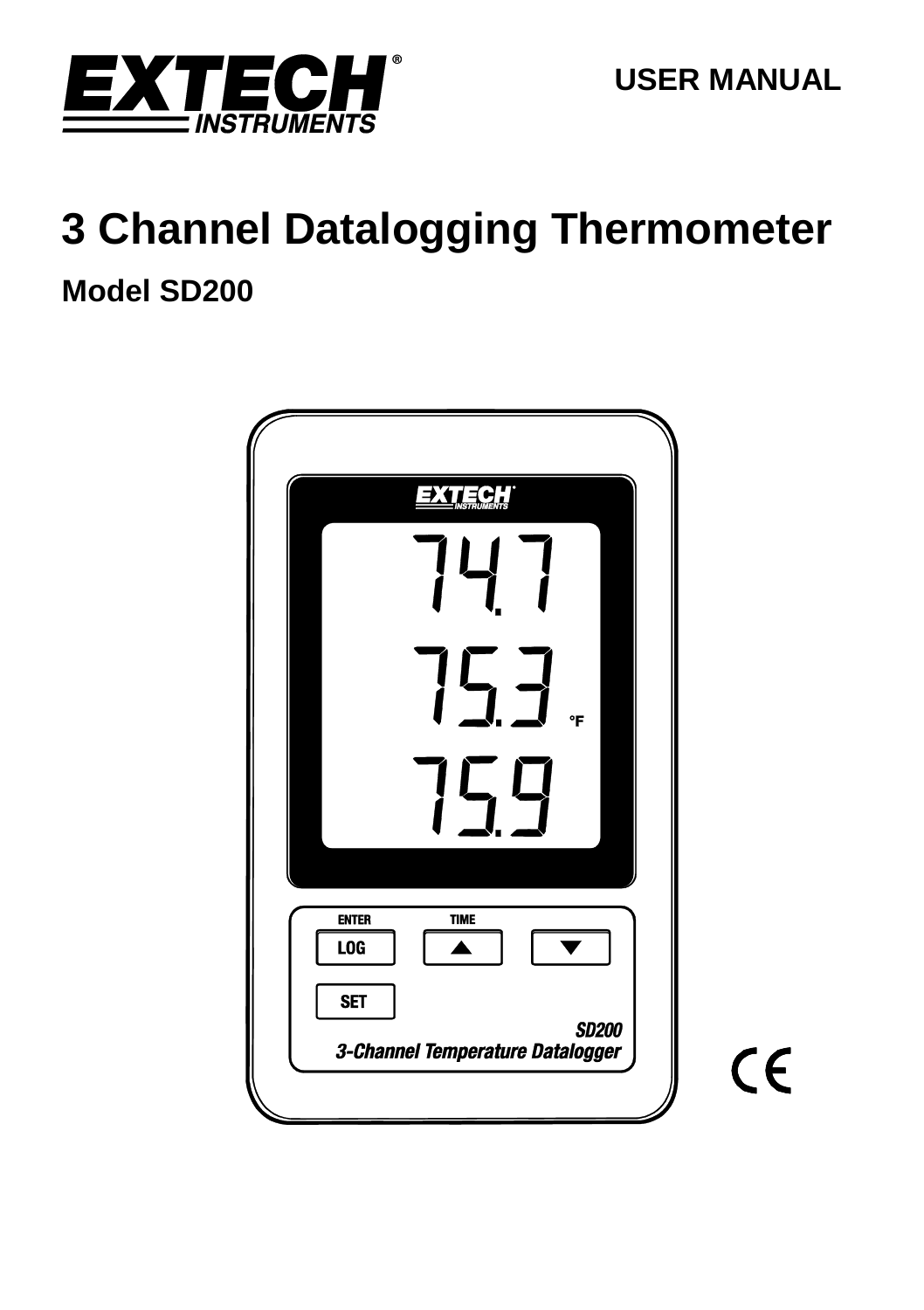EXTECH INSTRUMENTS

USER MANUAL

# 3 Channel Datalogging Thermometer

## Model SD200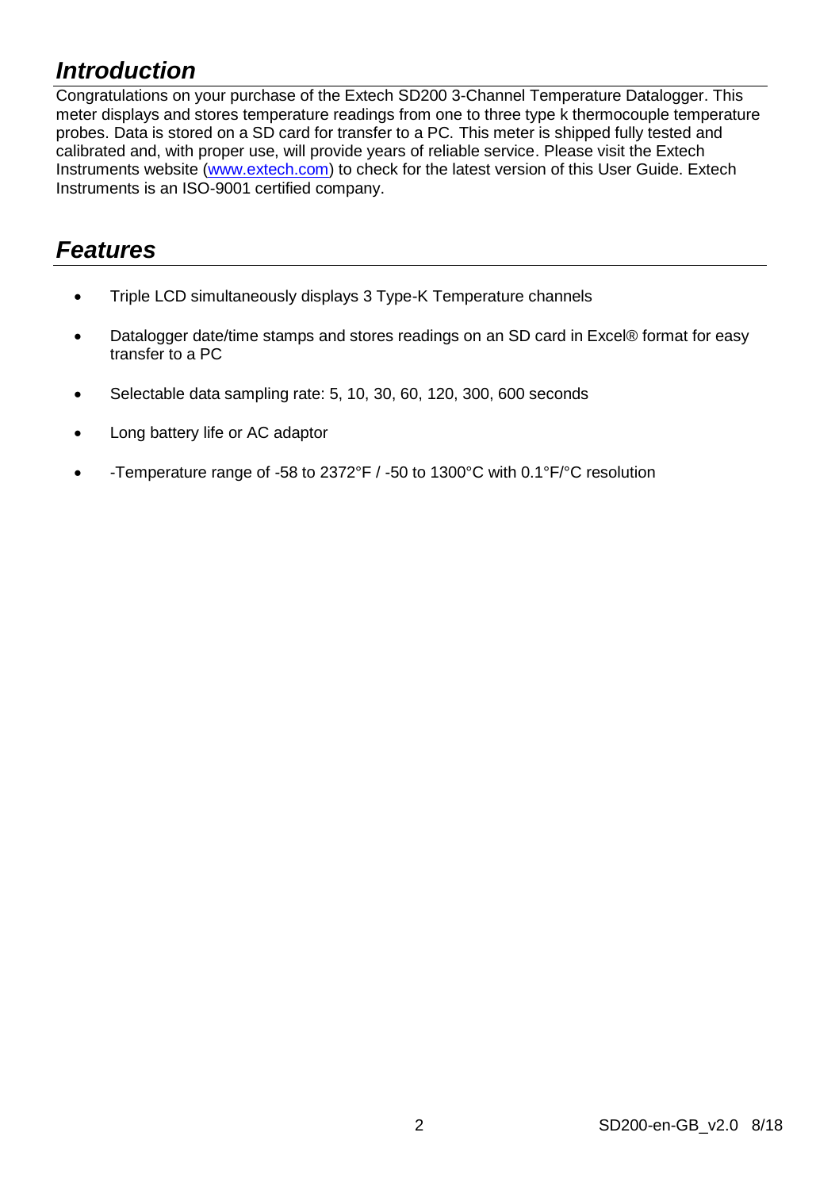## *Introduction*

Congratulations on your purchase of the Extech SD200 3-Channel Temperature Datalogger. This meter displays and stores temperature readings from one to three type k thermocouple temperature probes. Data is stored on a SD card for transfer to a PC. This meter is shipped fully tested and calibrated and, with proper use, will provide years of reliable service. Please visit the Extech Instruments website ([www.extech.com](http://www.extech.com)) to check for the latest version of this User Guide. Extech Instruments is an ISO-9001 certified company.

## *Features*

- Triple LCD simultaneously displays 3 Type-K Temperature channels
- Datalogger date/time stamps and stores readings on an SD card in Excel® format for easy transfer to a PC
- Selectable data sampling rate: 5, 10, 30, 60, 120, 300, 600 seconds
- Long battery life or AC adaptor
- -Temperature range of -58 to 2372°F / -50 to 1300°C with 0.1°F/°C resolution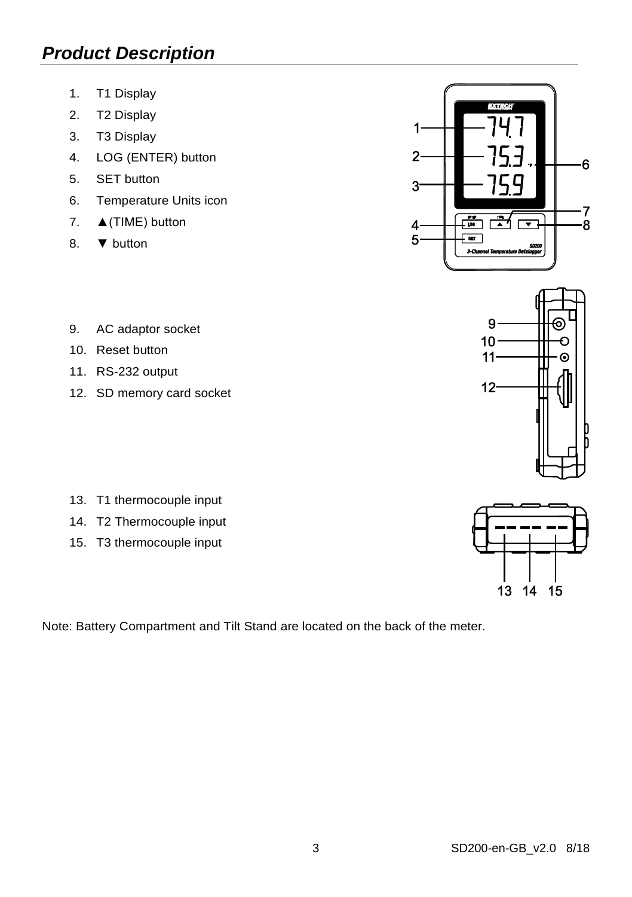## *Product Description*

1. T1 Display
2. T2 Display
3. T3 Display
4. LOG (ENTER) button
5. SET button
6. Temperature Units icon
7. ▲(TIME) button
8. ▼ button

9. AC adaptor socket
10. Reset button
11. RS-232 output
12. SD memory card socket

13. T1 thermocouple input
14. T2 Thermocouple input
15. T3 thermocouple input

Note: Battery Compartment and Tilt Stand are located on the back of the meter.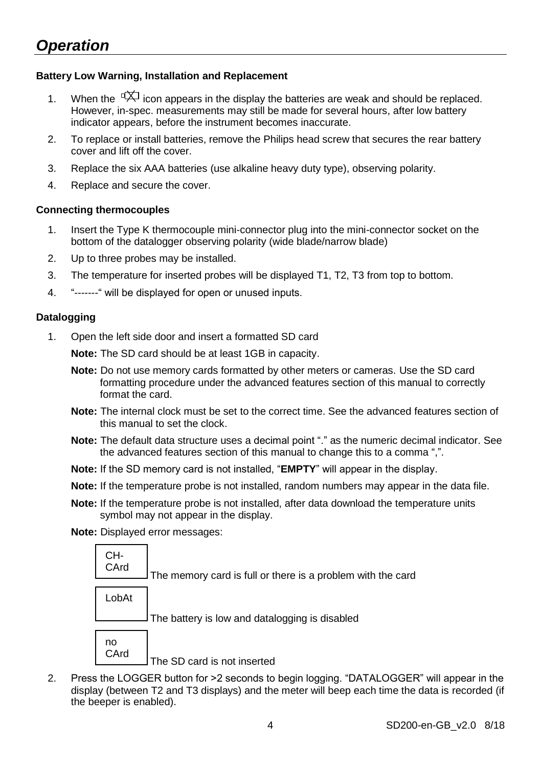# *Operation*

**Battery Low Warning, Installation and Replacement**

1. When the icon appears in the display the batteries are weak and should be replaced. However, in-spec. measurements may still be made for several hours, after low battery indicator appears, before the instrument becomes inaccurate.
2. To replace or install batteries, remove the Philips head screw that secures the rear battery cover and lift off the cover.
3. Replace the six AAA batteries (use alkaline heavy duty type), observing polarity.
4. Replace and secure the cover.

**Connecting thermocouples**

1. Insert the Type K thermocouple mini-connector plug into the mini-connector socket on the bottom of the datalogger observing polarity (wide blade/narrow blade)
2. Up to three probes may be installed.
3. The temperature for inserted probes will be displayed T1, T2, T3 from top to bottom.
4. "-------" will be displayed for open or unused inputs.

**Datalogging**

1. Open the left side door and insert a formatted SD card

   **Note:** The SD card should be at least 1GB in capacity.

   **Note:** Do not use memory cards formatted by other meters or cameras. Use the SD card formatting procedure under the advanced features section of this manual to correctly format the card.

   **Note:** The internal clock must be set to the correct time. See the advanced features section of this manual to set the clock.

   **Note:** The default data structure uses a decimal point "." as the numeric decimal indicator. See the advanced features section of this manual to change this to a comma ",".

   **Note:** If the SD memory card is not installed, "**EMPTY**" will appear in the display.

   **Note:** If the temperature probe is not installed, random numbers may appear in the data file.

   **Note:** If the temperature probe is not installed, after data download the temperature units symbol may not appear in the display.

   **Note:** Displayed error messages:

   | Display | Meaning |
   |---|---|
   | CH-CArd | The memory card is full or there is a problem with the card |
   | LobAt | The battery is low and datalogging is disabled |
   | no CArd | The SD card is not inserted |

2. Press the LOGGER button for >2 seconds to begin logging. "DATALOGGER" will appear in the display (between T2 and T3 displays) and the meter will beep each time the data is recorded (if the beeper is enabled).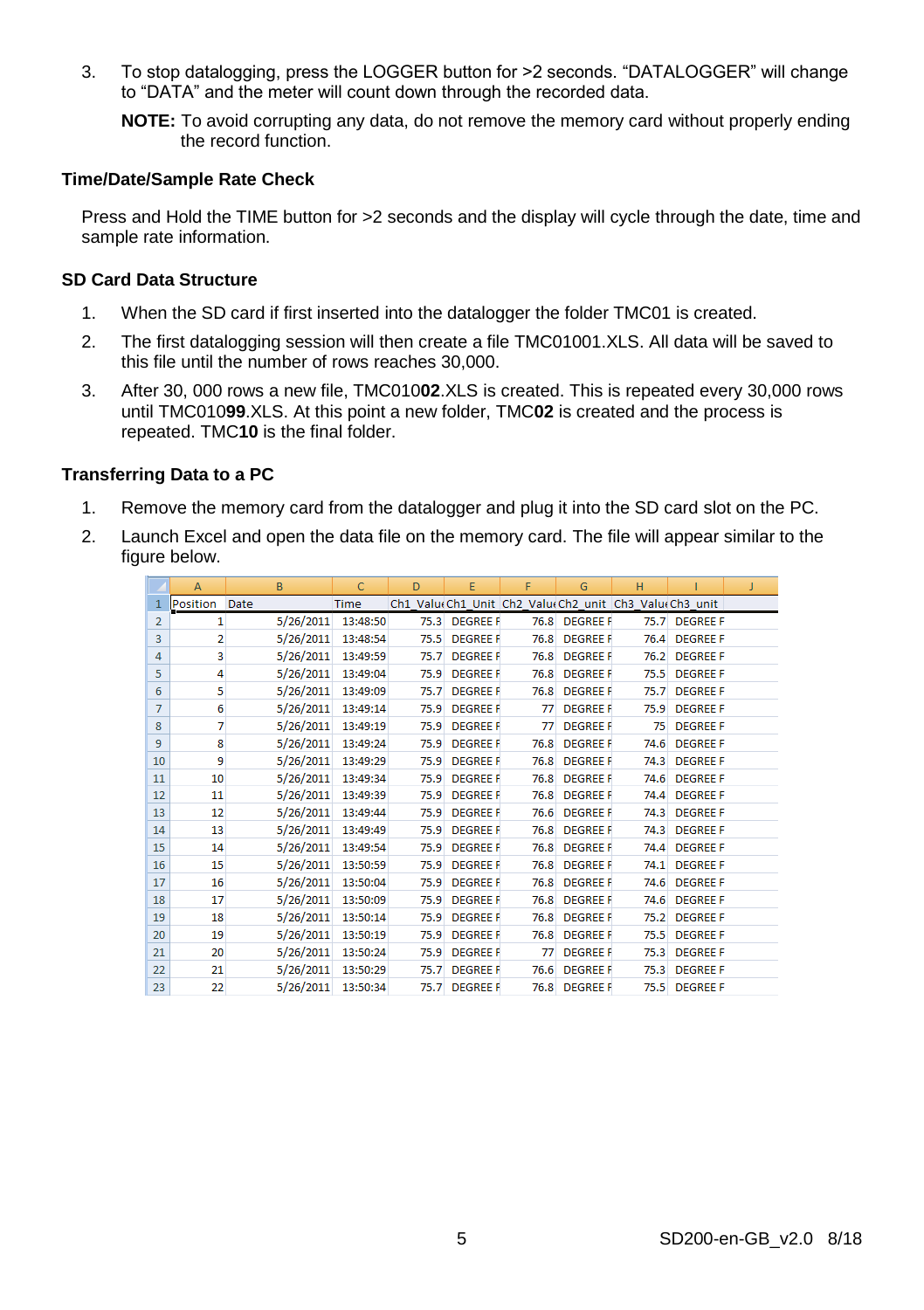3. To stop datalogging, press the LOGGER button for >2 seconds. “DATALOGGER” will change to “DATA” and the meter will count down through the recorded data.

   **NOTE:** To avoid corrupting any data, do not remove the memory card without properly ending the record function.

### Time/Date/Sample Rate Check

Press and Hold the TIME button for >2 seconds and the display will cycle through the date, time and sample rate information.

### SD Card Data Structure

1. When the SD card if first inserted into the datalogger the folder TMC01 is created.
2. The first datalogging session will then create a file TMC01001.XLS. All data will be saved to this file until the number of rows reaches 30,000.
3. After 30, 000 rows a new file, TMC010**02**.XLS is created. This is repeated every 30,000 rows until TMC010**99**.XLS. At this point a new folder, TMC**02** is created and the process is repeated. TMC**10** is the final folder.

### Transferring Data to a PC

1. Remove the memory card from the datalogger and plug it into the SD card slot on the PC.
2. Launch Excel and open the data file on the memory card. The file will appear similar to the figure below.

| | A | B | C | D | E | F | G | H | I | J |
|---|---|---|---|---|---|---|---|---|---|---|
| 1 | Position | Date | Time | Ch1_Valu | Ch1_Unit | Ch2_Valu | Ch2_unit | Ch3_Valu | Ch3_unit | |
| 2 | 1 | 5/26/2011 | 13:48:50 | 75.3 | DEGREE F | 76.8 | DEGREE F | 75.7 | DEGREE F | |
| 3 | 2 | 5/26/2011 | 13:48:54 | 75.5 | DEGREE F | 76.8 | DEGREE F | 76.4 | DEGREE F | |
| 4 | 3 | 5/26/2011 | 13:49:59 | 75.7 | DEGREE F | 76.8 | DEGREE F | 76.2 | DEGREE F | |
| 5 | 4 | 5/26/2011 | 13:49:04 | 75.9 | DEGREE F | 76.8 | DEGREE F | 75.5 | DEGREE F | |
| 6 | 5 | 5/26/2011 | 13:49:09 | 75.7 | DEGREE F | 76.8 | DEGREE F | 75.7 | DEGREE F | |
| 7 | 6 | 5/26/2011 | 13:49:14 | 75.9 | DEGREE F | 77 | DEGREE F | 75.9 | DEGREE F | |
| 8 | 7 | 5/26/2011 | 13:49:19 | 75.9 | DEGREE F | 77 | DEGREE F | 75 | DEGREE F | |
| 9 | 8 | 5/26/2011 | 13:49:24 | 75.9 | DEGREE F | 76.8 | DEGREE F | 74.6 | DEGREE F | |
| 10 | 9 | 5/26/2011 | 13:49:29 | 75.9 | DEGREE F | 76.8 | DEGREE F | 74.3 | DEGREE F | |
| 11 | 10 | 5/26/2011 | 13:49:34 | 75.9 | DEGREE F | 76.8 | DEGREE F | 74.6 | DEGREE F | |
| 12 | 11 | 5/26/2011 | 13:49:39 | 75.9 | DEGREE F | 76.8 | DEGREE F | 74.4 | DEGREE F | |
| 13 | 12 | 5/26/2011 | 13:49:44 | 75.9 | DEGREE F | 76.6 | DEGREE F | 74.3 | DEGREE F | |
| 14 | 13 | 5/26/2011 | 13:49:49 | 75.9 | DEGREE F | 76.8 | DEGREE F | 74.3 | DEGREE F | |
| 15 | 14 | 5/26/2011 | 13:49:54 | 75.9 | DEGREE F | 76.8 | DEGREE F | 74.4 | DEGREE F | |
| 16 | 15 | 5/26/2011 | 13:50:59 | 75.9 | DEGREE F | 76.8 | DEGREE F | 74.1 | DEGREE F | |
| 17 | 16 | 5/26/2011 | 13:50:04 | 75.9 | DEGREE F | 76.8 | DEGREE F | 74.6 | DEGREE F | |
| 18 | 17 | 5/26/2011 | 13:50:09 | 75.9 | DEGREE F | 76.8 | DEGREE F | 74.6 | DEGREE F | |
| 19 | 18 | 5/26/2011 | 13:50:14 | 75.9 | DEGREE F | 76.8 | DEGREE F | 75.2 | DEGREE F | |
| 20 | 19 | 5/26/2011 | 13:50:19 | 75.9 | DEGREE F | 76.8 | DEGREE F | 75.5 | DEGREE F | |
| 21 | 20 | 5/26/2011 | 13:50:24 | 75.9 | DEGREE F | 77 | DEGREE F | 75.3 | DEGREE F | |
| 22 | 21 | 5/26/2011 | 13:50:29 | 75.7 | DEGREE F | 76.6 | DEGREE F | 75.3 | DEGREE F | |
| 23 | 22 | 5/26/2011 | 13:50:34 | 75.7 | DEGREE F | 76.8 | DEGREE F | 75.5 | DEGREE F | |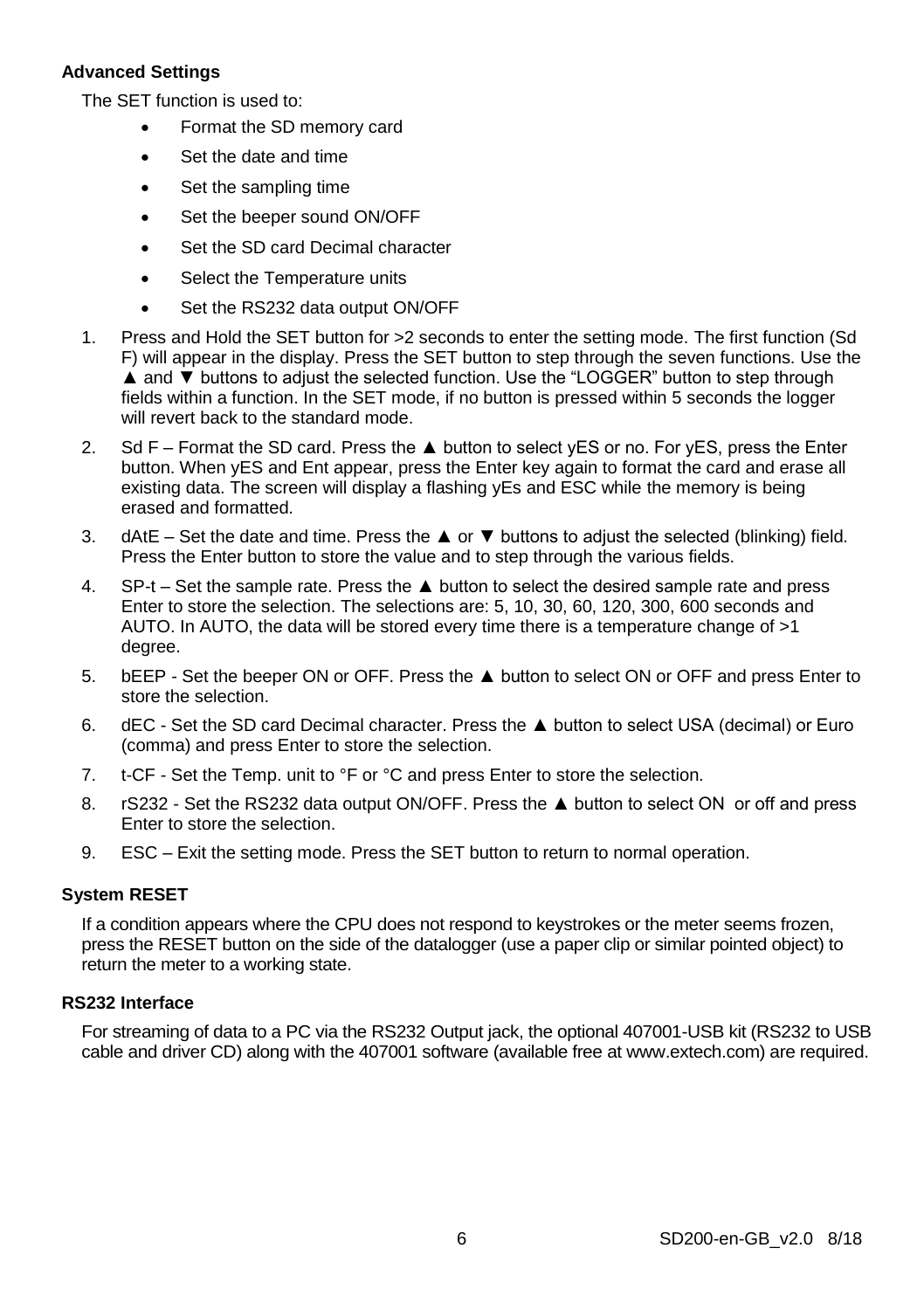### Advanced Settings

The SET function is used to:

- Format the SD memory card
- Set the date and time
- Set the sampling time
- Set the beeper sound ON/OFF
- Set the SD card Decimal character
- Select the Temperature units
- Set the RS232 data output ON/OFF

1. Press and Hold the SET button for >2 seconds to enter the setting mode. The first function (Sd F) will appear in the display. Press the SET button to step through the seven functions. Use the ▲ and ▼ buttons to adjust the selected function. Use the "LOGGER" button to step through fields within a function. In the SET mode, if no button is pressed within 5 seconds the logger will revert back to the standard mode.
2. Sd F – Format the SD card. Press the ▲ button to select yES or no. For yES, press the Enter button. When yES and Ent appear, press the Enter key again to format the card and erase all existing data. The screen will display a flashing yEs and ESC while the memory is being erased and formatted.
3. dAtE – Set the date and time. Press the ▲ or ▼ buttons to adjust the selected (blinking) field. Press the Enter button to store the value and to step through the various fields.
4. SP-t – Set the sample rate. Press the ▲ button to select the desired sample rate and press Enter to store the selection. The selections are: 5, 10, 30, 60, 120, 300, 600 seconds and AUTO. In AUTO, the data will be stored every time there is a temperature change of >1 degree.
5. bEEP - Set the beeper ON or OFF. Press the ▲ button to select ON or OFF and press Enter to store the selection.
6. dEC - Set the SD card Decimal character. Press the ▲ button to select USA (decimal) or Euro (comma) and press Enter to store the selection.
7. t-CF - Set the Temp. unit to °F or °C and press Enter to store the selection.
8. rS232 - Set the RS232 data output ON/OFF. Press the ▲ button to select ON or off and press Enter to store the selection.
9. ESC – Exit the setting mode. Press the SET button to return to normal operation.

### System RESET

If a condition appears where the CPU does not respond to keystrokes or the meter seems frozen, press the RESET button on the side of the datalogger (use a paper clip or similar pointed object) to return the meter to a working state.

### RS232 Interface

For streaming of data to a PC via the RS232 Output jack, the optional 407001-USB kit (RS232 to USB cable and driver CD) along with the 407001 software (available free at www.extech.com) are required.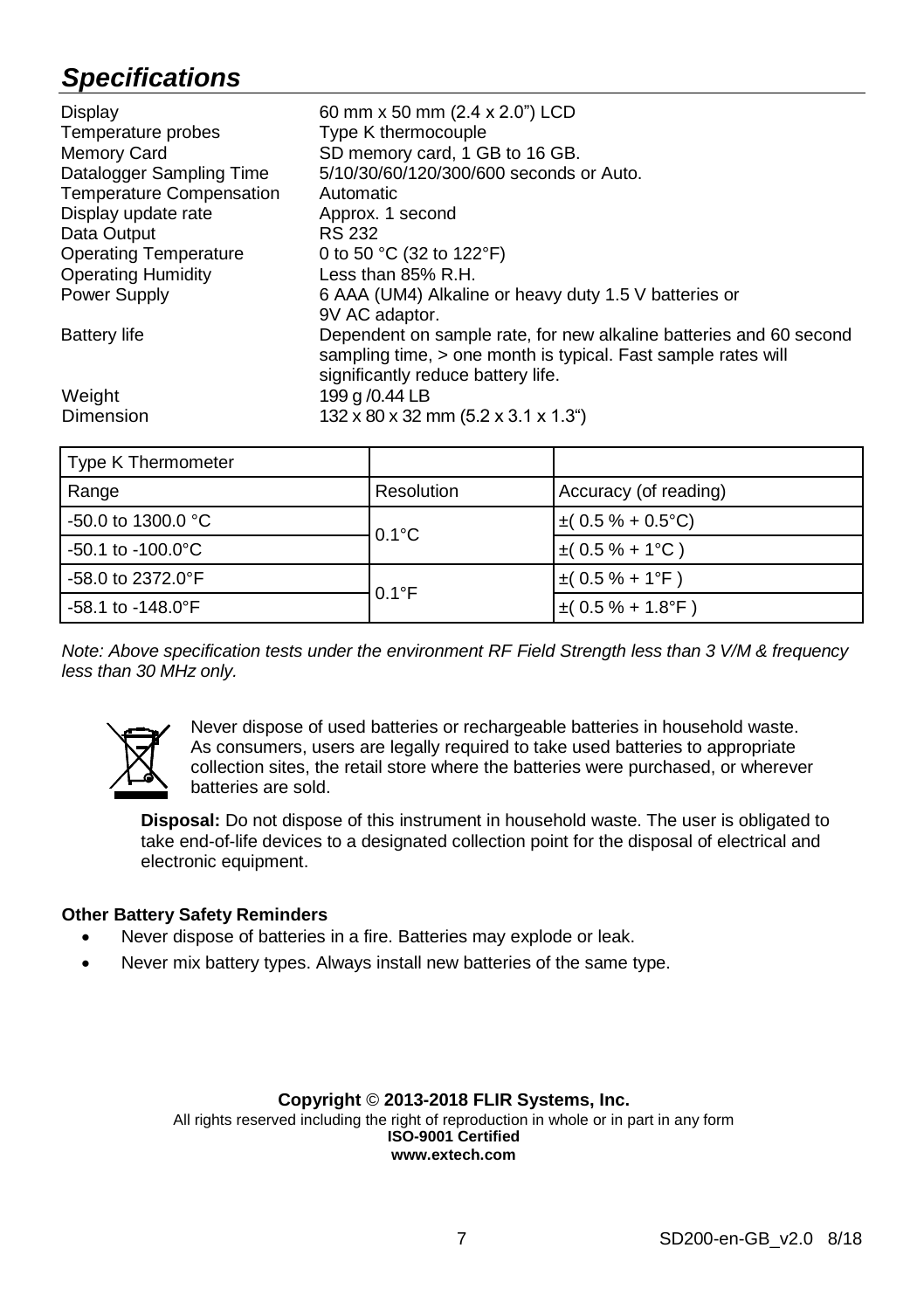# *Specifications*

| | |
|---|---|
| Display | 60 mm x 50 mm (2.4 x 2.0") LCD |
| Temperature probes | Type K thermocouple |
| Memory Card | SD memory card, 1 GB to 16 GB. |
| Datalogger Sampling Time | 5/10/30/60/120/300/600 seconds or Auto. |
| Temperature Compensation | Automatic |
| Display update rate | Approx. 1 second |
| Data Output | RS 232 |
| Operating Temperature | 0 to 50 °C (32 to 122°F) |
| Operating Humidity | Less than 85% R.H. |
| Power Supply | 6 AAA (UM4) Alkaline or heavy duty 1.5 V batteries or 9V AC adaptor. |
| Battery life | Dependent on sample rate, for new alkaline batteries and 60 second sampling time, > one month is typical. Fast sample rates will significantly reduce battery life. |
| Weight | 199 g /0.44 LB |
| Dimension | 132 x 80 x 32 mm (5.2 x 3.1 x 1.3") |

| Type K Thermometer | | |
|---|---|---|
| Range | Resolution | Accuracy (of reading) |
| -50.0 to 1300.0 °C | 0.1°C | ±( 0.5 % + 0.5°C) |
| -50.1 to -100.0°C | | ±( 0.5 % + 1°C ) |
| -58.0 to 2372.0°F | 0.1°F | ±( 0.5 % + 1°F ) |
| -58.1 to -148.0°F | | ±( 0.5 % + 1.8°F ) |

*Note: Above specification tests under the environment RF Field Strength less than 3 V/M & frequency less than 30 MHz only.*

Never dispose of used batteries or rechargeable batteries in household waste. As consumers, users are legally required to take used batteries to appropriate collection sites, the retail store where the batteries were purchased, or wherever batteries are sold.

**Disposal:** Do not dispose of this instrument in household waste. The user is obligated to take end-of-life devices to a designated collection point for the disposal of electrical and electronic equipment.

**Other Battery Safety Reminders**

- Never dispose of batteries in a fire. Batteries may explode or leak.
- Never mix battery types. Always install new batteries of the same type.

**Copyright © 2013-2018 FLIR Systems, Inc.**
All rights reserved including the right of reproduction in whole or in part in any form
**ISO-9001 Certified**
**www.extech.com**

SD200-en-GB_v2.0 8/18